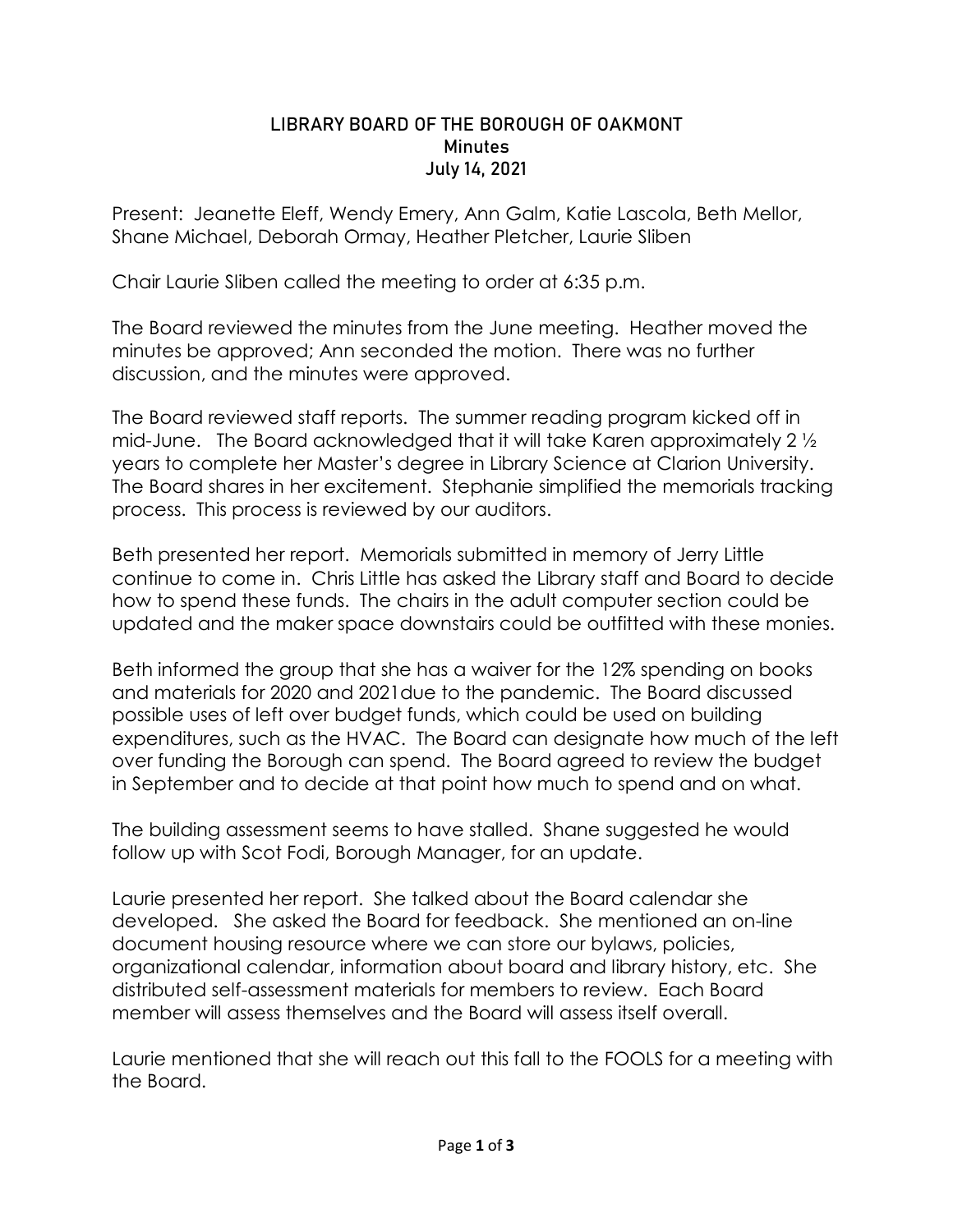# LIBRARY BOARD OF THE BOROUGH OF OAKMONT
## Minutes
## July 14, 2021

Present: Jeanette Eleff, Wendy Emery, Ann Galm, Katie Lascola, Beth Mellor, Shane Michael, Deborah Ormay, Heather Pletcher, Laurie Sliben

Chair Laurie Sliben called the meeting to order at 6:35 p.m.

The Board reviewed the minutes from the June meeting. Heather moved the minutes be approved; Ann seconded the motion. There was no further discussion, and the minutes were approved.

The Board reviewed staff reports. The summer reading program kicked off in mid-June. The Board acknowledged that it will take Karen approximately 2 ½ years to complete her Master's degree in Library Science at Clarion University. The Board shares in her excitement. Stephanie simplified the memorials tracking process. This process is reviewed by our auditors.

Beth presented her report. Memorials submitted in memory of Jerry Little continue to come in. Chris Little has asked the Library staff and Board to decide how to spend these funds. The chairs in the adult computer section could be updated and the maker space downstairs could be outfitted with these monies.

Beth informed the group that she has a waiver for the 12% spending on books and materials for 2020 and 2021due to the pandemic. The Board discussed possible uses of left over budget funds, which could be used on building expenditures, such as the HVAC. The Board can designate how much of the left over funding the Borough can spend. The Board agreed to review the budget in September and to decide at that point how much to spend and on what.

The building assessment seems to have stalled. Shane suggested he would follow up with Scot Fodi, Borough Manager, for an update.

Laurie presented her report. She talked about the Board calendar she developed. She asked the Board for feedback. She mentioned an on-line document housing resource where we can store our bylaws, policies, organizational calendar, information about board and library history, etc. She distributed self-assessment materials for members to review. Each Board member will assess themselves and the Board will assess itself overall.

Laurie mentioned that she will reach out this fall to the FOOLS for a meeting with the Board.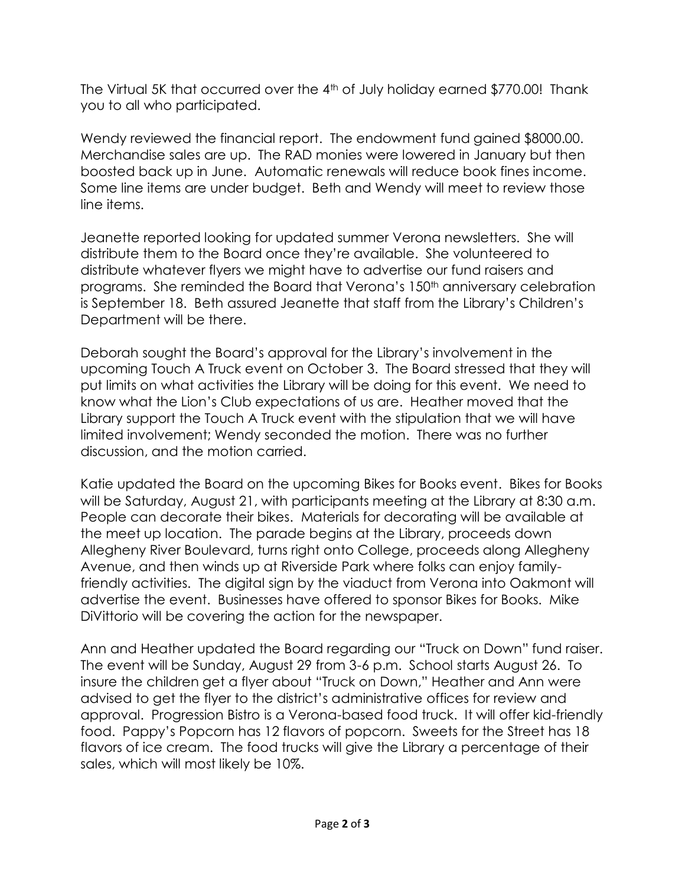The Virtual 5K that occurred over the 4th of July holiday earned $770.00! Thank you to all who participated.

Wendy reviewed the financial report. The endowment fund gained $8000.00. Merchandise sales are up. The RAD monies were lowered in January but then boosted back up in June. Automatic renewals will reduce book fines income. Some line items are under budget. Beth and Wendy will meet to review those line items.

Jeanette reported looking for updated summer Verona newsletters. She will distribute them to the Board once they're available. She volunteered to distribute whatever flyers we might have to advertise our fund raisers and programs. She reminded the Board that Verona's 150th anniversary celebration is September 18. Beth assured Jeanette that staff from the Library's Children's Department will be there.

Deborah sought the Board's approval for the Library's involvement in the upcoming Touch A Truck event on October 3. The Board stressed that they will put limits on what activities the Library will be doing for this event. We need to know what the Lion's Club expectations of us are. Heather moved that the Library support the Touch A Truck event with the stipulation that we will have limited involvement; Wendy seconded the motion. There was no further discussion, and the motion carried.

Katie updated the Board on the upcoming Bikes for Books event. Bikes for Books will be Saturday, August 21, with participants meeting at the Library at 8:30 a.m. People can decorate their bikes. Materials for decorating will be available at the meet up location. The parade begins at the Library, proceeds down Allegheny River Boulevard, turns right onto College, proceeds along Allegheny Avenue, and then winds up at Riverside Park where folks can enjoy family-friendly activities. The digital sign by the viaduct from Verona into Oakmont will advertise the event. Businesses have offered to sponsor Bikes for Books. Mike DiVittorio will be covering the action for the newspaper.

Ann and Heather updated the Board regarding our "Truck on Down" fund raiser. The event will be Sunday, August 29 from 3-6 p.m. School starts August 26. To insure the children get a flyer about "Truck on Down," Heather and Ann were advised to get the flyer to the district's administrative offices for review and approval. Progression Bistro is a Verona-based food truck. It will offer kid-friendly food. Pappy's Popcorn has 12 flavors of popcorn. Sweets for the Street has 18 flavors of ice cream. The food trucks will give the Library a percentage of their sales, which will most likely be 10%.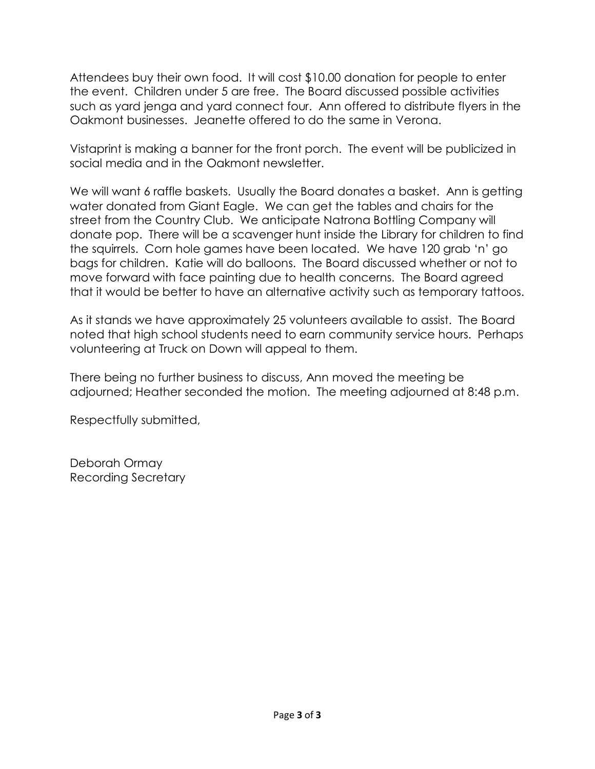Attendees buy their own food. It will cost $10.00 donation for people to enter the event. Children under 5 are free. The Board discussed possible activities such as yard jenga and yard connect four. Ann offered to distribute flyers in the Oakmont businesses. Jeanette offered to do the same in Verona.

Vistaprint is making a banner for the front porch. The event will be publicized in social media and in the Oakmont newsletter.

We will want 6 raffle baskets. Usually the Board donates a basket. Ann is getting water donated from Giant Eagle. We can get the tables and chairs for the street from the Country Club. We anticipate Natrona Bottling Company will donate pop. There will be a scavenger hunt inside the Library for children to find the squirrels. Corn hole games have been located. We have 120 grab 'n' go bags for children. Katie will do balloons. The Board discussed whether or not to move forward with face painting due to health concerns. The Board agreed that it would be better to have an alternative activity such as temporary tattoos.

As it stands we have approximately 25 volunteers available to assist. The Board noted that high school students need to earn community service hours. Perhaps volunteering at Truck on Down will appeal to them.

There being no further business to discuss, Ann moved the meeting be adjourned; Heather seconded the motion. The meeting adjourned at 8:48 p.m.

Respectfully submitted,

Deborah Ormay
Recording Secretary